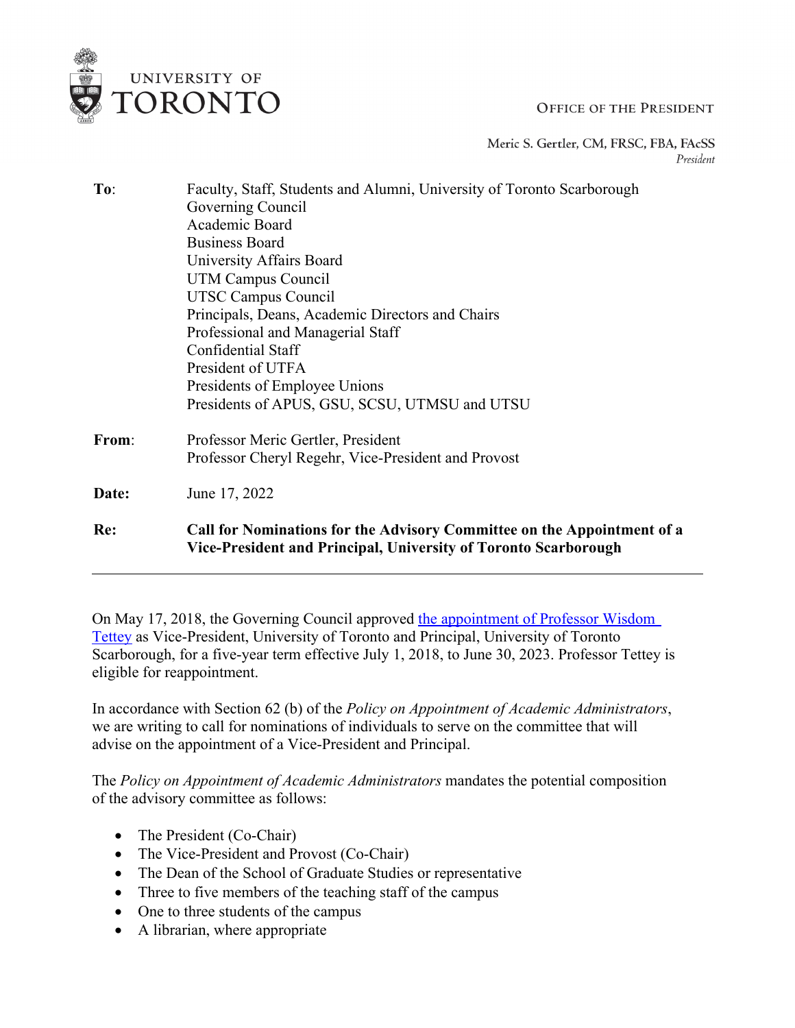UNIVERSITY OF TORONTO

OFFICE OF THE PRESIDENT

Meric S. Gertler, CM, FRSC, FBA, FAcSS
*President*

**To**: Faculty, Staff, Students and Alumni, University of Toronto Scarborough
Governing Council
Academic Board
Business Board
University Affairs Board
UTM Campus Council
UTSC Campus Council
Principals, Deans, Academic Directors and Chairs
Professional and Managerial Staff
Confidential Staff
President of UTFA
Presidents of Employee Unions
Presidents of APUS, GSU, SCSU, UTMSU and UTSU

**From**: Professor Meric Gertler, President
Professor Cheryl Regehr, Vice-President and Provost

**Date:** June 17, 2022

**Re:** **Call for Nominations for the Advisory Committee on the Appointment of a Vice-President and Principal, University of Toronto Scarborough**

---

On May 17, 2018, the Governing Council approved [the appointment of Professor Wisdom Tettey]() as Vice-President, University of Toronto and Principal, University of Toronto Scarborough, for a five-year term effective July 1, 2018, to June 30, 2023. Professor Tettey is eligible for reappointment.

In accordance with Section 62 (b) of the *Policy on Appointment of Academic Administrators*, we are writing to call for nominations of individuals to serve on the committee that will advise on the appointment of a Vice-President and Principal.

The *Policy on Appointment of Academic Administrators* mandates the potential composition of the advisory committee as follows:

- The President (Co-Chair)
- The Vice-President and Provost (Co-Chair)
- The Dean of the School of Graduate Studies or representative
- Three to five members of the teaching staff of the campus
- One to three students of the campus
- A librarian, where appropriate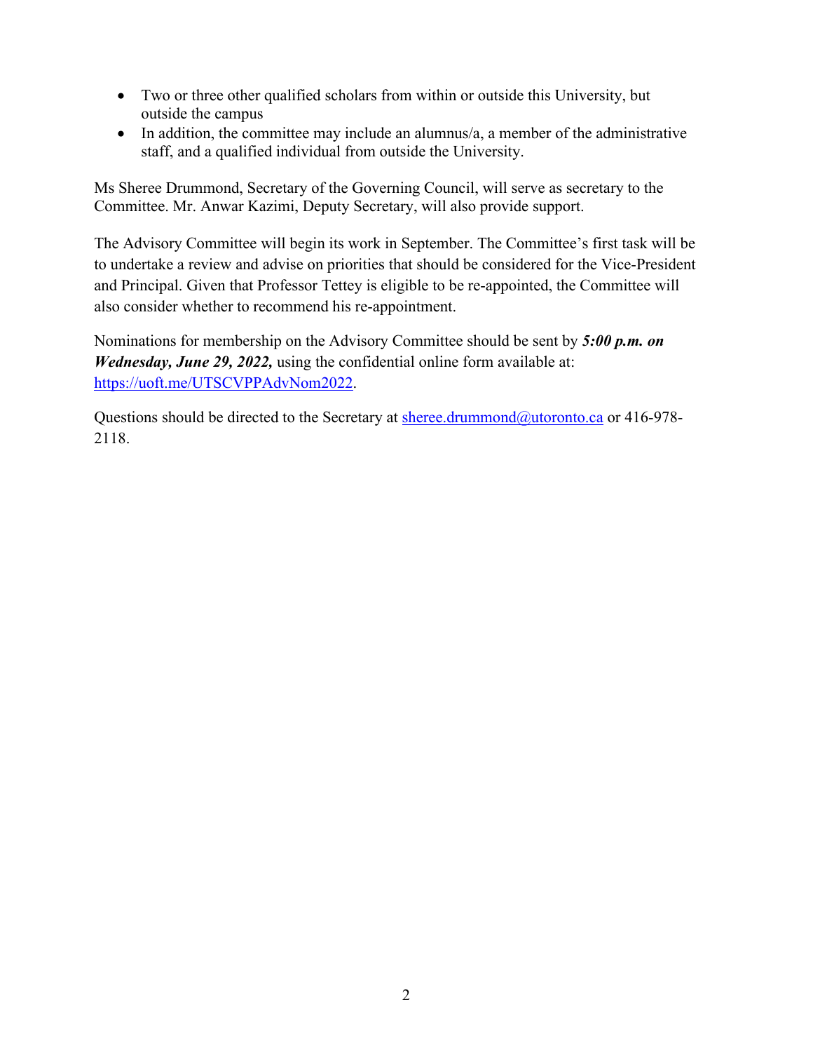- Two or three other qualified scholars from within or outside this University, but outside the campus
- In addition, the committee may include an alumnus/a, a member of the administrative staff, and a qualified individual from outside the University.

Ms Sheree Drummond, Secretary of the Governing Council, will serve as secretary to the Committee. Mr. Anwar Kazimi, Deputy Secretary, will also provide support.

The Advisory Committee will begin its work in September. The Committee's first task will be to undertake a review and advise on priorities that should be considered for the Vice-President and Principal. Given that Professor Tettey is eligible to be re-appointed, the Committee will also consider whether to recommend his re-appointment.

Nominations for membership on the Advisory Committee should be sent by ***5:00 p.m. on Wednesday, June 29, 2022,*** using the confidential online form available at: [https://uoft.me/UTSCVPPAdvNom2022](https://uoft.me/UTSCVPPAdvNom2022).

Questions should be directed to the Secretary at [sheree.drummond@utoronto.ca](mailto:sheree.drummond@utoronto.ca) or 416-978-2118.